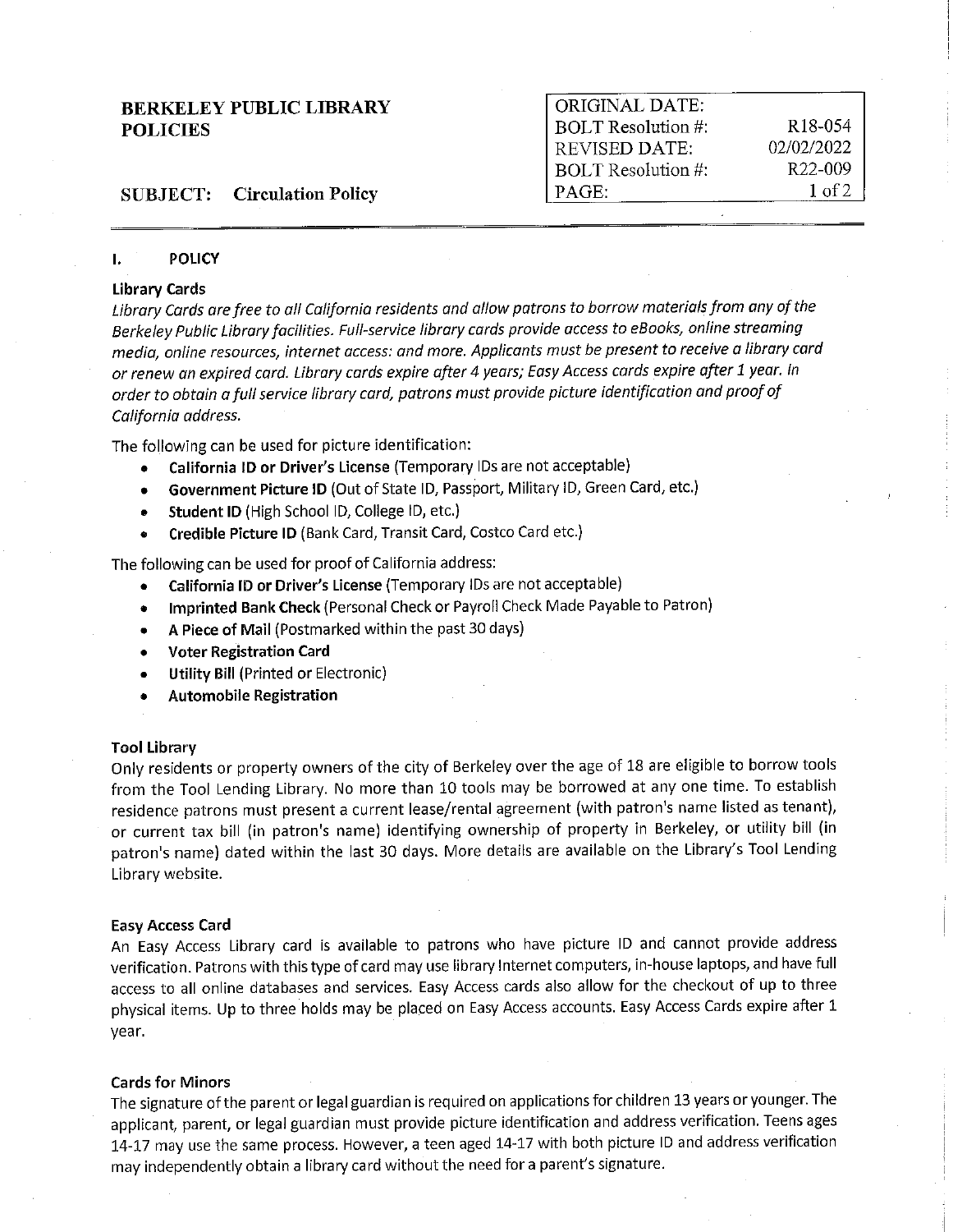**BERKELEY PUBLIC LIBRARY POLICIES**

| ORIGINAL DATE: | |
|---|---|
| BOLT Resolution #: | R18-054 |
| REVISED DATE: | 02/02/2022 |
| BOLT Resolution #: | R22-009 |

**SUBJECT: Circulation Policy**

## I. POLICY

### Library Cards

*Library Cards are free to all California residents and allow patrons to borrow materials from any of the Berkeley Public Library facilities. Full-service library cards provide access to eBooks, online streaming media, online resources, internet access: and more. Applicants must be present to receive a library card or renew an expired card. Library cards expire after 4 years; Easy Access cards expire after 1 year. In order to obtain a full service library card, patrons must provide picture identification and proof of California address.*

The following can be used for picture identification:

- **California ID or Driver's License** (Temporary IDs are not acceptable)
- **Government Picture ID** (Out of State ID, Passport, Military ID, Green Card, etc.)
- **Student ID** (High School ID, College ID, etc.)
- **Credible Picture ID** (Bank Card, Transit Card, Costco Card etc.)

The following can be used for proof of California address:

- **California ID or Driver's License** (Temporary IDs are not acceptable)
- **Imprinted Bank Check** (Personal Check or Payroll Check Made Payable to Patron)
- **A Piece of Mail** (Postmarked within the past 30 days)
- **Voter Registration Card**
- **Utility Bill** (Printed or Electronic)
- **Automobile Registration**

### Tool Library

Only residents or property owners of the city of Berkeley over the age of 18 are eligible to borrow tools from the Tool Lending Library. No more than 10 tools may be borrowed at any one time. To establish residence patrons must present a current lease/rental agreement (with patron's name listed as tenant), or current tax bill (in patron's name) identifying ownership of property in Berkeley, or utility bill (in patron's name) dated within the last 30 days. More details are available on the Library's Tool Lending Library website.

### Easy Access Card

An Easy Access Library card is available to patrons who have picture ID and cannot provide address verification. Patrons with this type of card may use library Internet computers, in-house laptops, and have full access to all online databases and services. Easy Access cards also allow for the checkout of up to three physical items. Up to three holds may be placed on Easy Access accounts. Easy Access Cards expire after 1 year.

### Cards for Minors

The signature of the parent or legal guardian is required on applications for children 13 years or younger. The applicant, parent, or legal guardian must provide picture identification and address verification. Teens ages 14-17 may use the same process. However, a teen aged 14-17 with both picture ID and address verification may independently obtain a library card without the need for a parent's signature.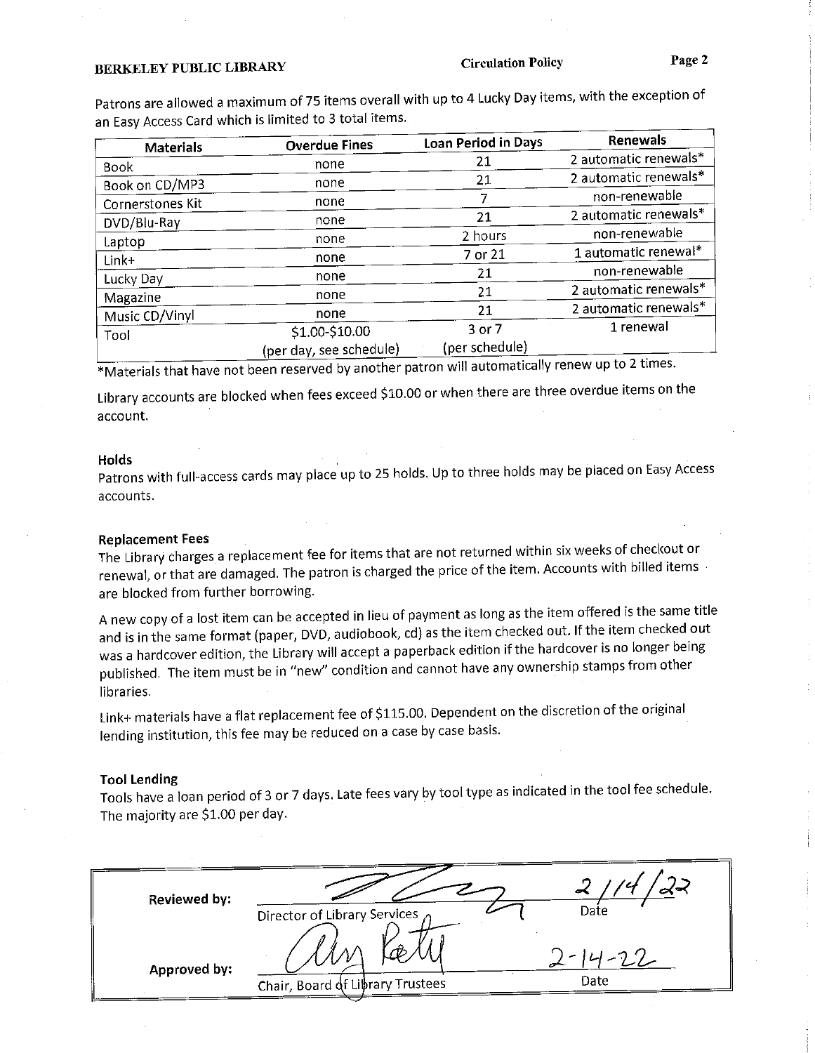Patrons are allowed a maximum of 75 items overall with up to 4 Lucky Day items, with the exception of an Easy Access Card which is limited to 3 total items.

| Materials | Overdue Fines | Loan Period in Days | Renewals |
|---|---|---|---|
| Book | none | 21 | 2 automatic renewals* |
| Book on CD/MP3 | none | 21 | 2 automatic renewals* |
| Cornerstones Kit | none | 7 | non-renewable |
| DVD/Blu-Ray | none | 21 | 2 automatic renewals* |
| Laptop | none | 2 hours | non-renewable |
| Link+ | none | 7 or 21 | 1 automatic renewal* |
| Lucky Day | none | 21 | non-renewable |
| Magazine | none | 21 | 2 automatic renewals* |
| Music CD/Vinyl | none | 21 | 2 automatic renewals* |
| Tool | $1.00-$10.00 (per day, see schedule) | 3 or 7 (per schedule) | 1 renewal |

*Materials that have not been reserved by another patron will automatically renew up to 2 times.

Library accounts are blocked when fees exceed $10.00 or when there are three overdue items on the account.

### Holds

Patrons with full-access cards may place up to 25 holds. Up to three holds may be placed on Easy Access accounts.

### Replacement Fees

The Library charges a replacement fee for items that are not returned within six weeks of checkout or renewal, or that are damaged. The patron is charged the price of the item. Accounts with billed items are blocked from further borrowing.

A new copy of a lost item can be accepted in lieu of payment as long as the item offered is the same title and is in the same format (paper, DVD, audiobook, cd) as the item checked out. If the item checked out was a hardcover edition, the Library will accept a paperback edition if the hardcover is no longer being published. The item must be in "new" condition and cannot have any ownership stamps from other libraries.

Link+ materials have a flat replacement fee of $115.00. Dependent on the discretion of the original lending institution, this fee may be reduced on a case by case basis.

### Tool Lending

Tools have a loan period of 3 or 7 days. Late fees vary by tool type as indicated in the tool fee schedule. The majority are $1.00 per day.

| | | |
|---|---|---|
| **Reviewed by:** | Director of Library Services | 2/14/22 Date |
| **Approved by:** | Chair, Board of Library Trustees | 2-14-22 Date |